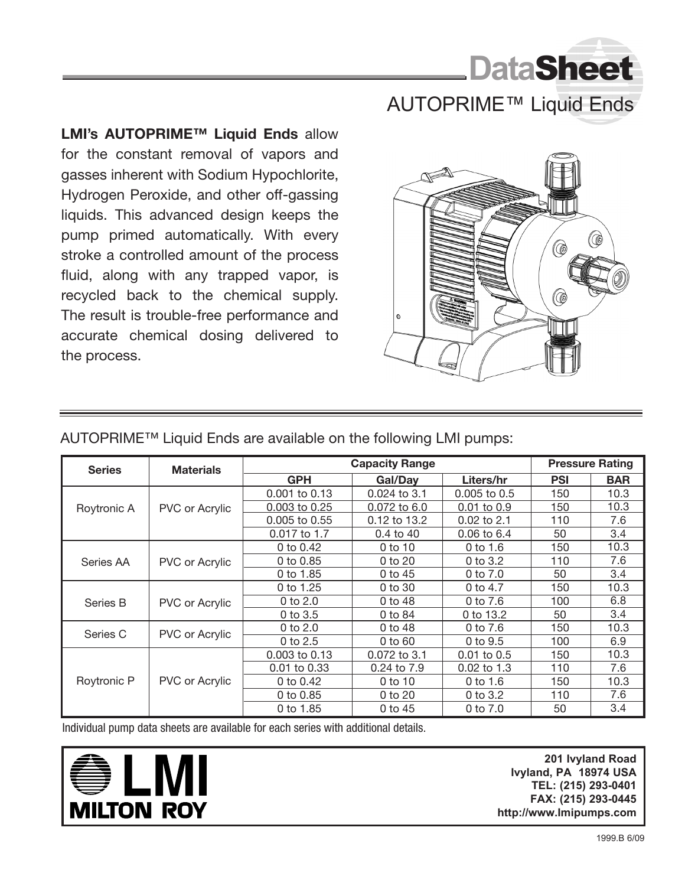# DataSheet

## AUTOPRIME™ Liquid Ends

**LMI's AUTOPRIME™ Liquid Ends** allow for the constant removal of vapors and gasses inherent with Sodium Hypochlorite, Hydrogen Peroxide, and other off-gassing liquids. This advanced design keeps the pump primed automatically. With every stroke a controlled amount of the process fluid, along with any trapped vapor, is recycled back to the chemical supply. The result is trouble-free performance and accurate chemical dosing delivered to the process.

AUTOPRIME™ Liquid Ends are available on the following LMI pumps:

| Series | Materials | Capacity Range | | | Pressure Rating | |
|---|---|---|---|---|---|---|
| | | GPH | Gal/Day | Liters/hr | PSI | BAR |
| Roytronic A | PVC or Acrylic | 0.001 to 0.13 | 0.024 to 3.1 | 0.005 to 0.5 | 150 | 10.3 |
| | | 0.003 to 0.25 | 0.072 to 6.0 | 0.01 to 0.9 | 150 | 10.3 |
| | | 0.005 to 0.55 | 0.12 to 13.2 | 0.02 to 2.1 | 110 | 7.6 |
| | | 0.017 to 1.7 | 0.4 to 40 | 0.06 to 6.4 | 50 | 3.4 |
| Series AA | PVC or Acrylic | 0 to 0.42 | 0 to 10 | 0 to 1.6 | 150 | 10.3 |
| | | 0 to 0.85 | 0 to 20 | 0 to 3.2 | 110 | 7.6 |
| | | 0 to 1.85 | 0 to 45 | 0 to 7.0 | 50 | 3.4 |
| Series B | PVC or Acrylic | 0 to 1.25 | 0 to 30 | 0 to 4.7 | 150 | 10.3 |
| | | 0 to 2.0 | 0 to 48 | 0 to 7.6 | 100 | 6.8 |
| | | 0 to 3.5 | 0 to 84 | 0 to 13.2 | 50 | 3.4 |
| Series C | PVC or Acrylic | 0 to 2.0 | 0 to 48 | 0 to 7.6 | 150 | 10.3 |
| | | 0 to 2.5 | 0 to 60 | 0 to 9.5 | 100 | 6.9 |
| Roytronic P | PVC or Acrylic | 0.003 to 0.13 | 0.072 to 3.1 | 0.01 to 0.5 | 150 | 10.3 |
| | | 0.01 to 0.33 | 0.24 to 7.9 | 0.02 to 1.3 | 110 | 7.6 |
| | | 0 to 0.42 | 0 to 10 | 0 to 1.6 | 150 | 10.3 |
| | | 0 to 0.85 | 0 to 20 | 0 to 3.2 | 110 | 7.6 |
| | | 0 to 1.85 | 0 to 45 | 0 to 7.0 | 50 | 3.4 |

Individual pump data sheets are available for each series with additional details.

**LMI MILTON ROY**

**201 Ivyland Road**
**Ivyland, PA 18974 USA**
**TEL: (215) 293-0401**
**FAX: (215) 293-0445**
**http://www.lmipumps.com**

1999.B 6/09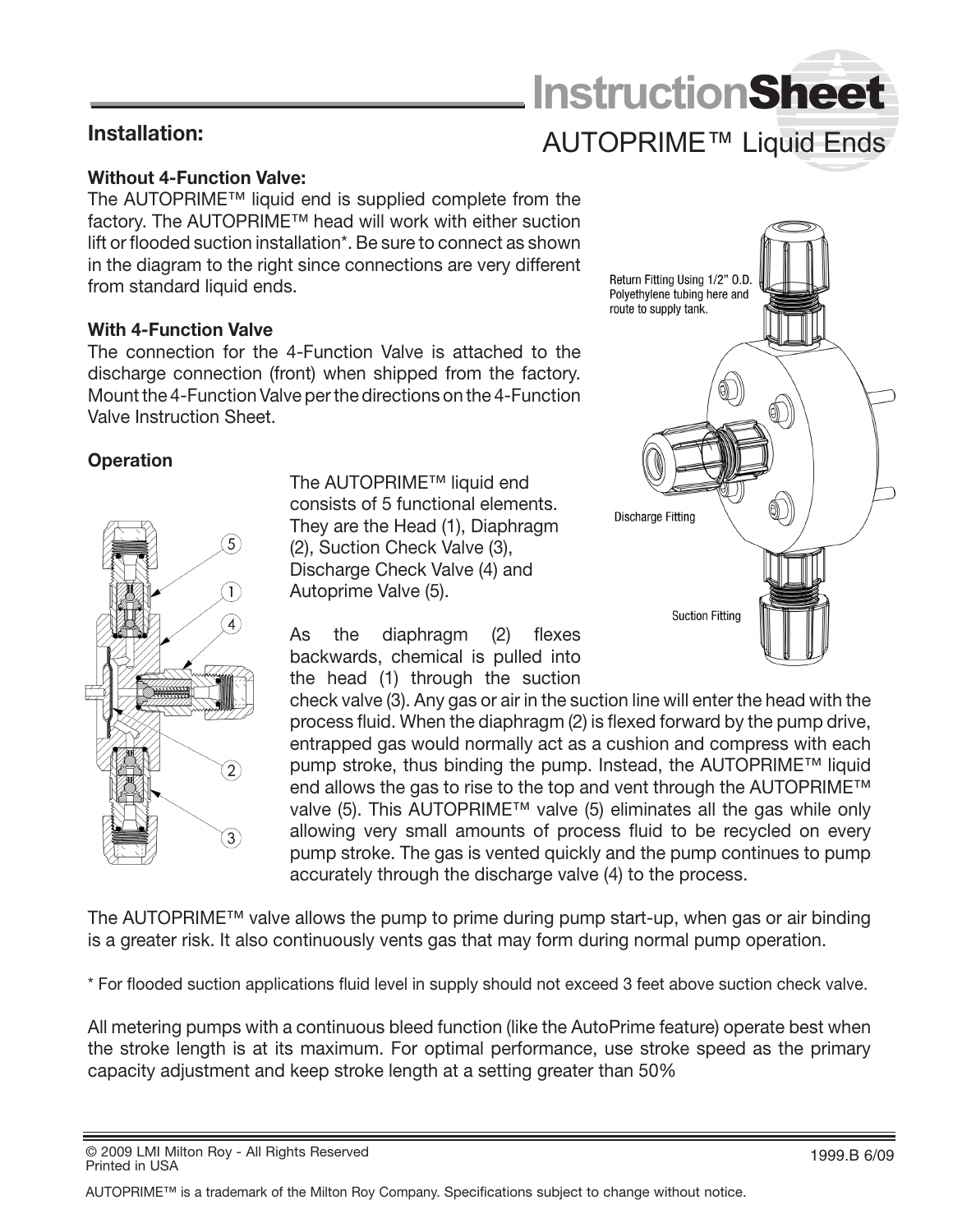# InstructionSheet

## AUTOPRIME™ Liquid Ends

## Installation:

### Without 4-Function Valve:

The AUTOPRIME™ liquid end is supplied complete from the factory. The AUTOPRIME™ head will work with either suction lift or flooded suction installation*. Be sure to connect as shown in the diagram to the right since connections are very different from standard liquid ends.

Return Fitting Using 1/2" O.D. Polyethylene tubing here and route to supply tank.

Discharge Fitting

Suction Fitting

### With 4-Function Valve

The connection for the 4-Function Valve is attached to the discharge connection (front) when shipped from the factory. Mount the 4-Function Valve per the directions on the 4-Function Valve Instruction Sheet.

### Operation

The AUTOPRIME™ liquid end consists of 5 functional elements. They are the Head (1), Diaphragm (2), Suction Check Valve (3), Discharge Check Valve (4) and Autoprime Valve (5).

As the diaphragm (2) flexes backwards, chemical is pulled into the head (1) through the suction check valve (3). Any gas or air in the suction line will enter the head with the process fluid. When the diaphragm (2) is flexed forward by the pump drive, entrapped gas would normally act as a cushion and compress with each pump stroke, thus binding the pump. Instead, the AUTOPRIME™ liquid end allows the gas to rise to the top and vent through the AUTOPRIME™ valve (5). This AUTOPRIME™ valve (5) eliminates all the gas while only allowing very small amounts of process fluid to be recycled on every pump stroke. The gas is vented quickly and the pump continues to pump accurately through the discharge valve (4) to the process.

The AUTOPRIME™ valve allows the pump to prime during pump start-up, when gas or air binding is a greater risk. It also continuously vents gas that may form during normal pump operation.

\* For flooded suction applications fluid level in supply should not exceed 3 feet above suction check valve.

All metering pumps with a continuous bleed function (like the AutoPrime feature) operate best when the stroke length is at its maximum. For optimal performance, use stroke speed as the primary capacity adjustment and keep stroke length at a setting greater than 50%

© 2009 LMI Milton Roy - All Rights Reserved
Printed in USA

1999.B 6/09

AUTOPRIME™ is a trademark of the Milton Roy Company. Specifications subject to change without notice.